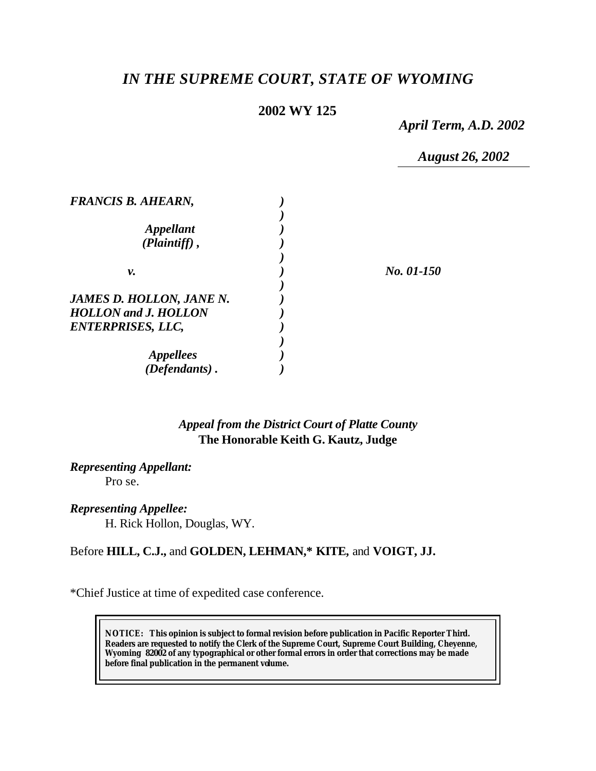# *IN THE SUPREME COURT, STATE OF WYOMING*

**2002 WY 125**

*April Term, A.D. 2002*

*August 26, 2002*

| | | |
|---|---|---|
| ***FRANCIS B. AHEARN,*** | ***)*** | |
| | ***)*** | |
| ***Appellant*** | ***)*** | |
| ***(Plaintiff) ,*** | ***)*** | |
| | ***)*** | |
| ***v.*** | ***)*** | ***No. 01-150*** |
| | ***)*** | |
| ***JAMES D. HOLLON, JANE N.*** | ***)*** | |
| ***HOLLON and J. HOLLON*** | ***)*** | |
| ***ENTERPRISES, LLC,*** | ***)*** | |
| | ***)*** | |
| ***Appellees*** | ***)*** | |
| ***(Defendants) .*** | ***)*** | |

*Appeal from the District Court of Platte County*
**The Honorable Keith G. Kautz, Judge**

***Representing Appellant:***
Pro se.

***Representing Appellee:***
H. Rick Hollon, Douglas, WY.

Before **HILL, C.J.,** and **GOLDEN, LEHMAN,\* KITE,** and **VOIGT, JJ.**

\*Chief Justice at time of expedited case conference.

**NOTICE: This opinion is subject to formal revision before publication in Pacific Reporter Third. Readers are requested to notify the Clerk of the Supreme Court, Supreme Court Building, Cheyenne, Wyoming 82002 of any typographical or other formal errors in order that corrections may be made before final publication in the permanent volume.**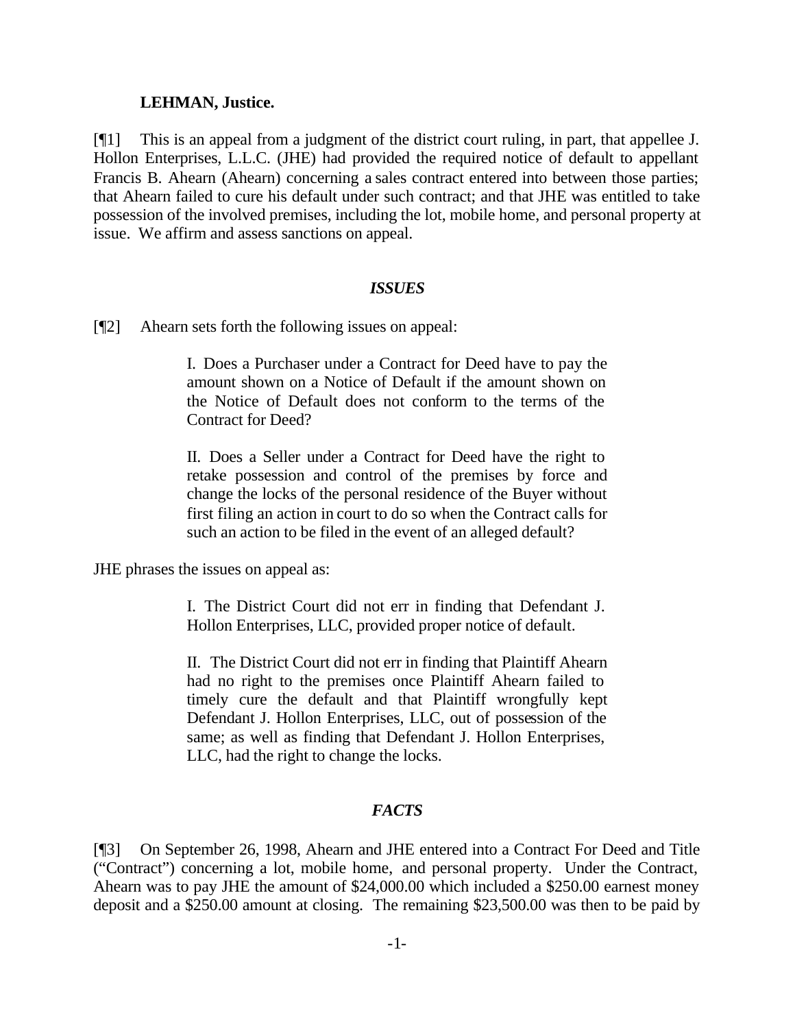**LEHMAN, Justice.**

[¶1] This is an appeal from a judgment of the district court ruling, in part, that appellee J. Hollon Enterprises, L.L.C. (JHE) had provided the required notice of default to appellant Francis B. Ahearn (Ahearn) concerning a sales contract entered into between those parties; that Ahearn failed to cure his default under such contract; and that JHE was entitled to take possession of the involved premises, including the lot, mobile home, and personal property at issue. We affirm and assess sanctions on appeal.

### *ISSUES*

[¶2] Ahearn sets forth the following issues on appeal:

> I. Does a Purchaser under a Contract for Deed have to pay the amount shown on a Notice of Default if the amount shown on the Notice of Default does not conform to the terms of the Contract for Deed?
>
> II. Does a Seller under a Contract for Deed have the right to retake possession and control of the premises by force and change the locks of the personal residence of the Buyer without first filing an action in court to do so when the Contract calls for such an action to be filed in the event of an alleged default?

JHE phrases the issues on appeal as:

> I. The District Court did not err in finding that Defendant J. Hollon Enterprises, LLC, provided proper notice of default.
>
> II. The District Court did not err in finding that Plaintiff Ahearn had no right to the premises once Plaintiff Ahearn failed to timely cure the default and that Plaintiff wrongfully kept Defendant J. Hollon Enterprises, LLC, out of possession of the same; as well as finding that Defendant J. Hollon Enterprises, LLC, had the right to change the locks.

### *FACTS*

[¶3] On September 26, 1998, Ahearn and JHE entered into a Contract For Deed and Title ("Contract") concerning a lot, mobile home, and personal property. Under the Contract, Ahearn was to pay JHE the amount of $24,000.00 which included a $250.00 earnest money deposit and a $250.00 amount at closing. The remaining $23,500.00 was then to be paid by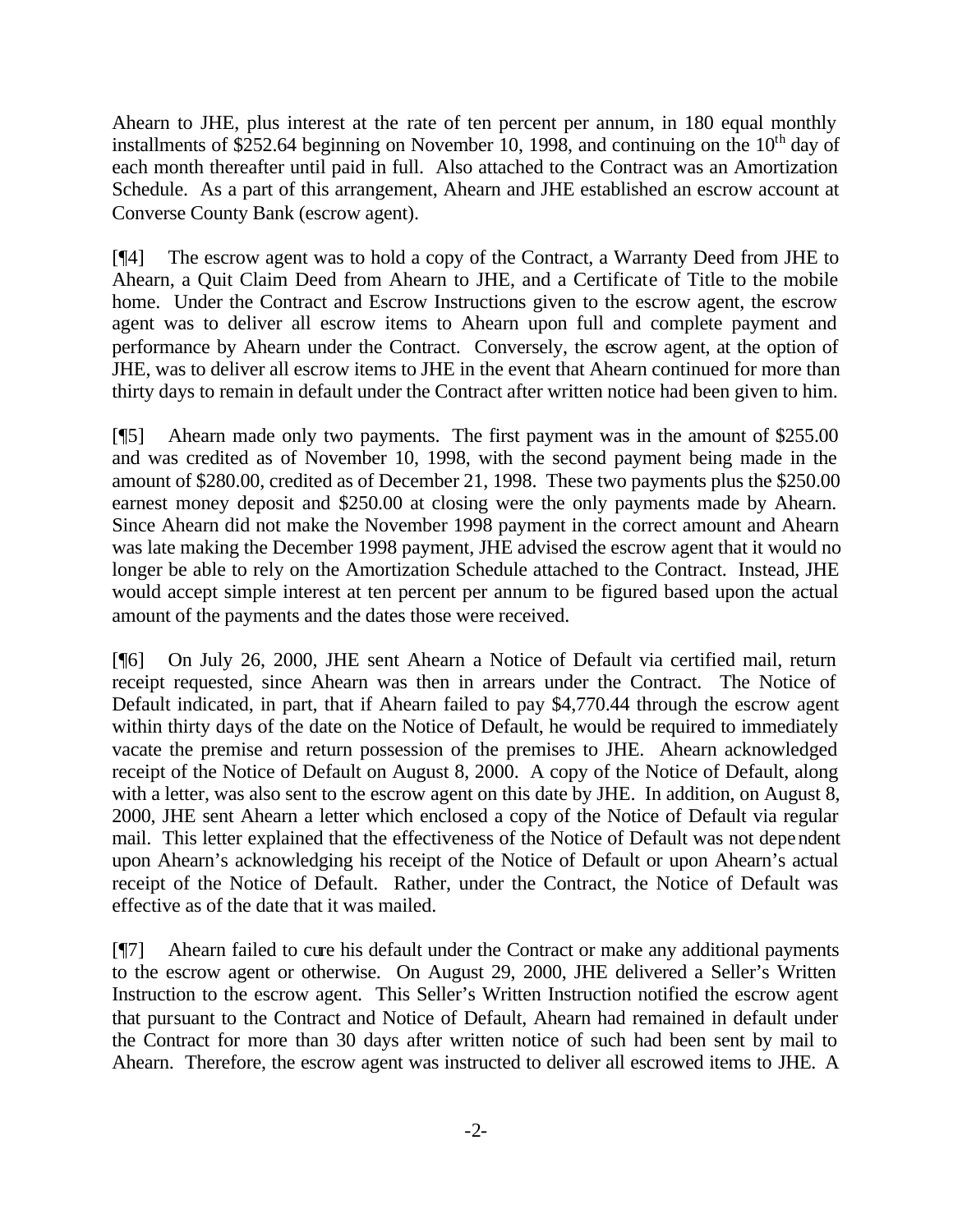Ahearn to JHE, plus interest at the rate of ten percent per annum, in 180 equal monthly installments of $252.64 beginning on November 10, 1998, and continuing on the 10th day of each month thereafter until paid in full. Also attached to the Contract was an Amortization Schedule. As a part of this arrangement, Ahearn and JHE established an escrow account at Converse County Bank (escrow agent).

[¶4] The escrow agent was to hold a copy of the Contract, a Warranty Deed from JHE to Ahearn, a Quit Claim Deed from Ahearn to JHE, and a Certificate of Title to the mobile home. Under the Contract and Escrow Instructions given to the escrow agent, the escrow agent was to deliver all escrow items to Ahearn upon full and complete payment and performance by Ahearn under the Contract. Conversely, the escrow agent, at the option of JHE, was to deliver all escrow items to JHE in the event that Ahearn continued for more than thirty days to remain in default under the Contract after written notice had been given to him.

[¶5] Ahearn made only two payments. The first payment was in the amount of $255.00 and was credited as of November 10, 1998, with the second payment being made in the amount of $280.00, credited as of December 21, 1998. These two payments plus the $250.00 earnest money deposit and $250.00 at closing were the only payments made by Ahearn. Since Ahearn did not make the November 1998 payment in the correct amount and Ahearn was late making the December 1998 payment, JHE advised the escrow agent that it would no longer be able to rely on the Amortization Schedule attached to the Contract. Instead, JHE would accept simple interest at ten percent per annum to be figured based upon the actual amount of the payments and the dates those were received.

[¶6] On July 26, 2000, JHE sent Ahearn a Notice of Default via certified mail, return receipt requested, since Ahearn was then in arrears under the Contract. The Notice of Default indicated, in part, that if Ahearn failed to pay $4,770.44 through the escrow agent within thirty days of the date on the Notice of Default, he would be required to immediately vacate the premise and return possession of the premises to JHE. Ahearn acknowledged receipt of the Notice of Default on August 8, 2000. A copy of the Notice of Default, along with a letter, was also sent to the escrow agent on this date by JHE. In addition, on August 8, 2000, JHE sent Ahearn a letter which enclosed a copy of the Notice of Default via regular mail. This letter explained that the effectiveness of the Notice of Default was not dependent upon Ahearn's acknowledging his receipt of the Notice of Default or upon Ahearn's actual receipt of the Notice of Default. Rather, under the Contract, the Notice of Default was effective as of the date that it was mailed.

[¶7] Ahearn failed to cure his default under the Contract or make any additional payments to the escrow agent or otherwise. On August 29, 2000, JHE delivered a Seller's Written Instruction to the escrow agent. This Seller's Written Instruction notified the escrow agent that pursuant to the Contract and Notice of Default, Ahearn had remained in default under the Contract for more than 30 days after written notice of such had been sent by mail to Ahearn. Therefore, the escrow agent was instructed to deliver all escrowed items to JHE. A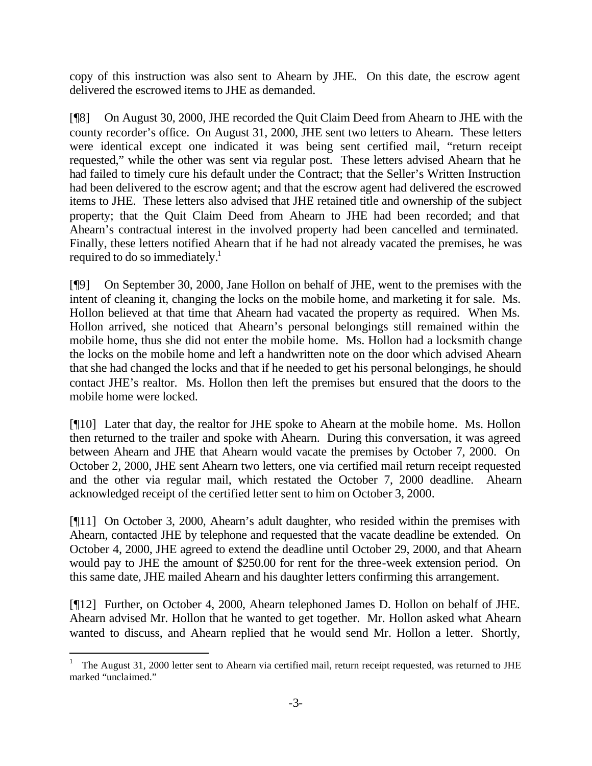copy of this instruction was also sent to Ahearn by JHE. On this date, the escrow agent delivered the escrowed items to JHE as demanded.

[¶8] On August 30, 2000, JHE recorded the Quit Claim Deed from Ahearn to JHE with the county recorder's office. On August 31, 2000, JHE sent two letters to Ahearn. These letters were identical except one indicated it was being sent certified mail, "return receipt requested," while the other was sent via regular post. These letters advised Ahearn that he had failed to timely cure his default under the Contract; that the Seller's Written Instruction had been delivered to the escrow agent; and that the escrow agent had delivered the escrowed items to JHE. These letters also advised that JHE retained title and ownership of the subject property; that the Quit Claim Deed from Ahearn to JHE had been recorded; and that Ahearn's contractual interest in the involved property had been cancelled and terminated. Finally, these letters notified Ahearn that if he had not already vacated the premises, he was required to do so immediately.[1]

[¶9] On September 30, 2000, Jane Hollon on behalf of JHE, went to the premises with the intent of cleaning it, changing the locks on the mobile home, and marketing it for sale. Ms. Hollon believed at that time that Ahearn had vacated the property as required. When Ms. Hollon arrived, she noticed that Ahearn's personal belongings still remained within the mobile home, thus she did not enter the mobile home. Ms. Hollon had a locksmith change the locks on the mobile home and left a handwritten note on the door which advised Ahearn that she had changed the locks and that if he needed to get his personal belongings, he should contact JHE's realtor. Ms. Hollon then left the premises but ensured that the doors to the mobile home were locked.

[¶10] Later that day, the realtor for JHE spoke to Ahearn at the mobile home. Ms. Hollon then returned to the trailer and spoke with Ahearn. During this conversation, it was agreed between Ahearn and JHE that Ahearn would vacate the premises by October 7, 2000. On October 2, 2000, JHE sent Ahearn two letters, one via certified mail return receipt requested and the other via regular mail, which restated the October 7, 2000 deadline. Ahearn acknowledged receipt of the certified letter sent to him on October 3, 2000.

[¶11] On October 3, 2000, Ahearn's adult daughter, who resided within the premises with Ahearn, contacted JHE by telephone and requested that the vacate deadline be extended. On October 4, 2000, JHE agreed to extend the deadline until October 29, 2000, and that Ahearn would pay to JHE the amount of $250.00 for rent for the three-week extension period. On this same date, JHE mailed Ahearn and his daughter letters confirming this arrangement.

[¶12] Further, on October 4, 2000, Ahearn telephoned James D. Hollon on behalf of JHE. Ahearn advised Mr. Hollon that he wanted to get together. Mr. Hollon asked what Ahearn wanted to discuss, and Ahearn replied that he would send Mr. Hollon a letter. Shortly,

---

[1] The August 31, 2000 letter sent to Ahearn via certified mail, return receipt requested, was returned to JHE marked "unclaimed."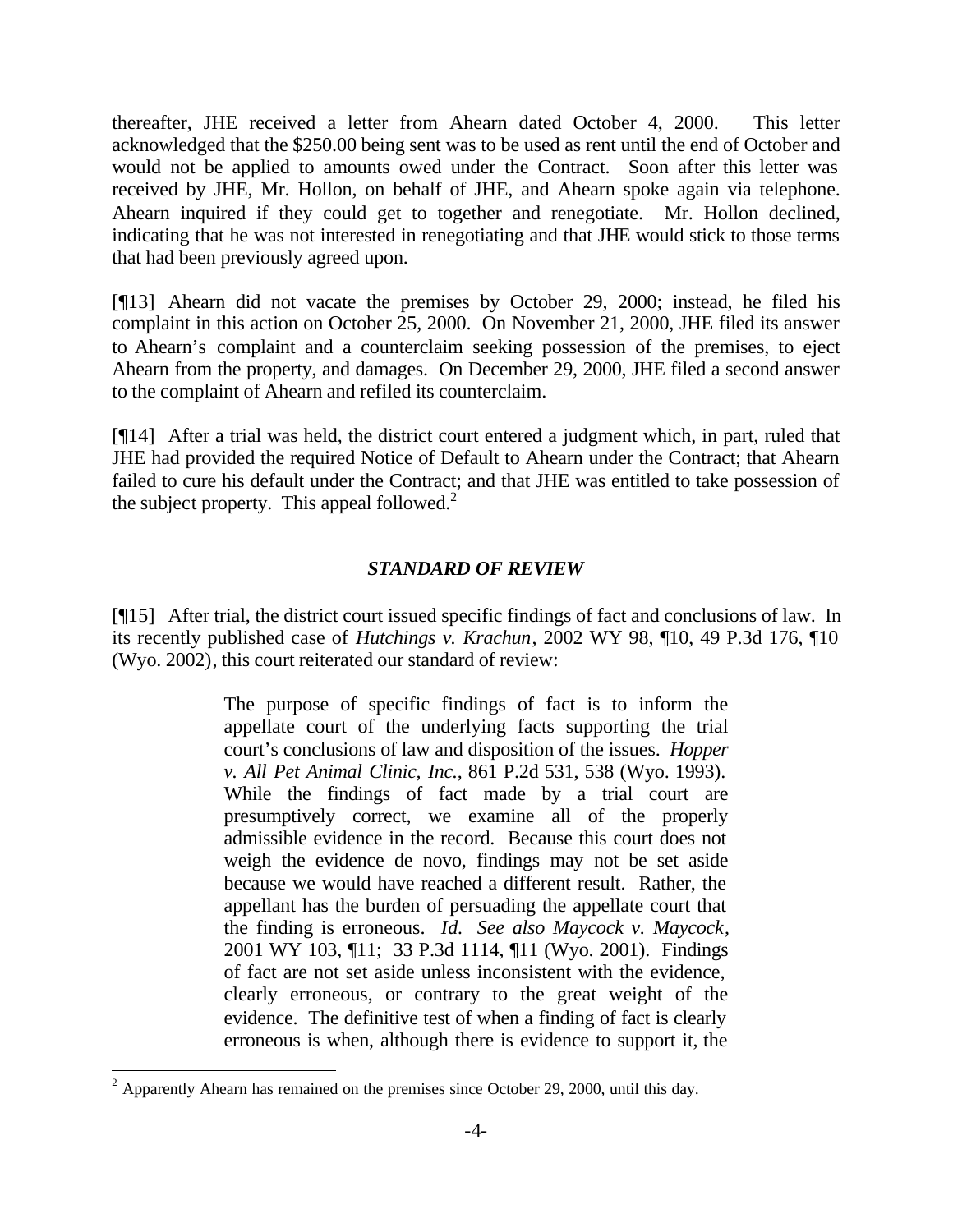thereafter, JHE received a letter from Ahearn dated October 4, 2000. This letter acknowledged that the $250.00 being sent was to be used as rent until the end of October and would not be applied to amounts owed under the Contract. Soon after this letter was received by JHE, Mr. Hollon, on behalf of JHE, and Ahearn spoke again via telephone. Ahearn inquired if they could get to together and renegotiate. Mr. Hollon declined, indicating that he was not interested in renegotiating and that JHE would stick to those terms that had been previously agreed upon.

[¶13] Ahearn did not vacate the premises by October 29, 2000; instead, he filed his complaint in this action on October 25, 2000. On November 21, 2000, JHE filed its answer to Ahearn's complaint and a counterclaim seeking possession of the premises, to eject Ahearn from the property, and damages. On December 29, 2000, JHE filed a second answer to the complaint of Ahearn and refiled its counterclaim.

[¶14] After a trial was held, the district court entered a judgment which, in part, ruled that JHE had provided the required Notice of Default to Ahearn under the Contract; that Ahearn failed to cure his default under the Contract; and that JHE was entitled to take possession of the subject property. This appeal followed.[2]

## *STANDARD OF REVIEW*

[¶15] After trial, the district court issued specific findings of fact and conclusions of law. In its recently published case of *Hutchings v. Krachun*, 2002 WY 98, ¶10, 49 P.3d 176, ¶10 (Wyo. 2002), this court reiterated our standard of review:

> The purpose of specific findings of fact is to inform the appellate court of the underlying facts supporting the trial court's conclusions of law and disposition of the issues. *Hopper v. All Pet Animal Clinic, Inc.*, 861 P.2d 531, 538 (Wyo. 1993). While the findings of fact made by a trial court are presumptively correct, we examine all of the properly admissible evidence in the record. Because this court does not weigh the evidence de novo, findings may not be set aside because we would have reached a different result. Rather, the appellant has the burden of persuading the appellate court that the finding is erroneous. *Id. See also Maycock v. Maycock*, 2001 WY 103, ¶11; 33 P.3d 1114, ¶11 (Wyo. 2001). Findings of fact are not set aside unless inconsistent with the evidence, clearly erroneous, or contrary to the great weight of the evidence. The definitive test of when a finding of fact is clearly erroneous is when, although there is evidence to support it, the

---

[2] Apparently Ahearn has remained on the premises since October 29, 2000, until this day.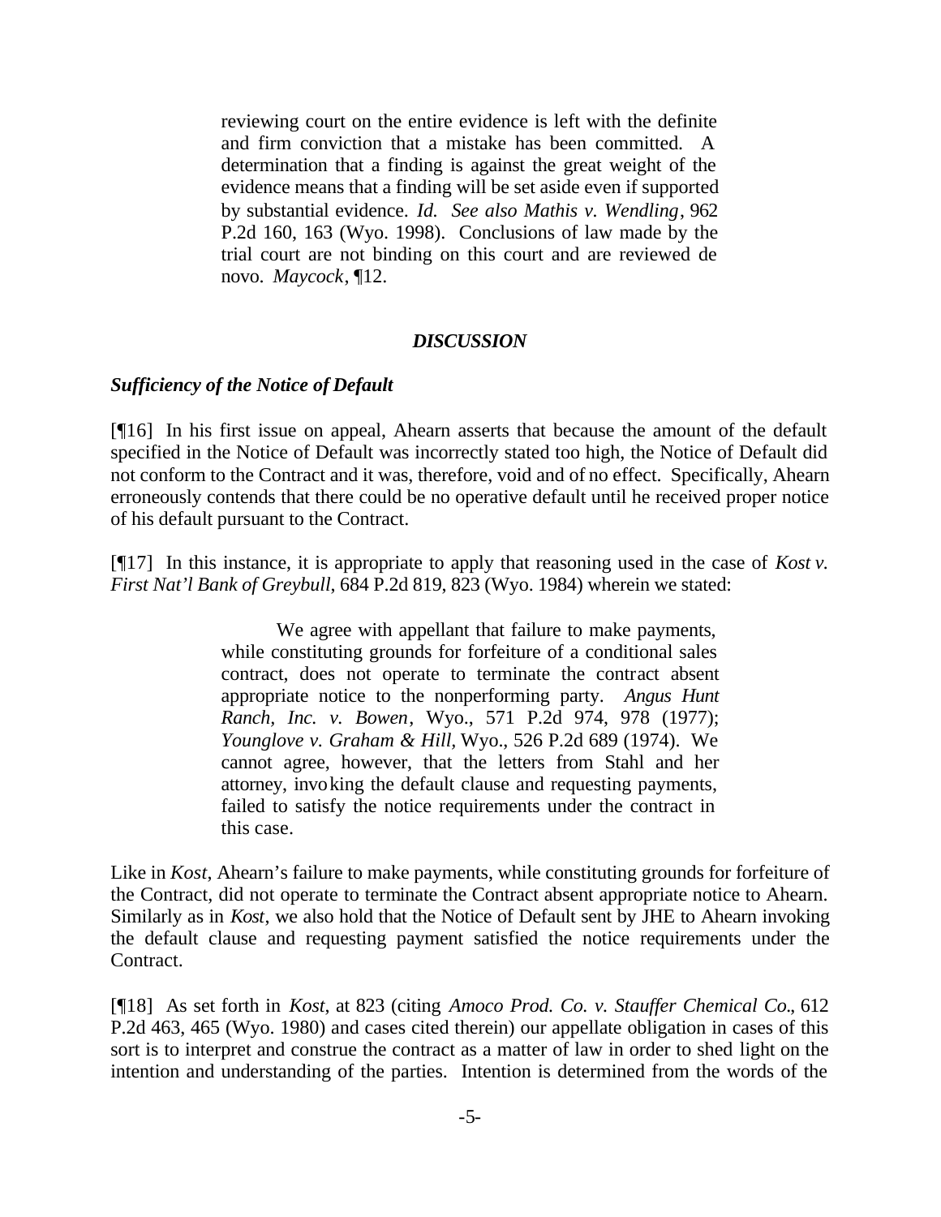> reviewing court on the entire evidence is left with the definite and firm conviction that a mistake has been committed. A determination that a finding is against the great weight of the evidence means that a finding will be set aside even if supported by substantial evidence. *Id. See also Mathis v. Wendling*, 962 P.2d 160, 163 (Wyo. 1998). Conclusions of law made by the trial court are not binding on this court and are reviewed de novo. *Maycock*, ¶12.

## *DISCUSSION*

### *Sufficiency of the Notice of Default*

[¶16] In his first issue on appeal, Ahearn asserts that because the amount of the default specified in the Notice of Default was incorrectly stated too high, the Notice of Default did not conform to the Contract and it was, therefore, void and of no effect. Specifically, Ahearn erroneously contends that there could be no operative default until he received proper notice of his default pursuant to the Contract.

[¶17] In this instance, it is appropriate to apply that reasoning used in the case of *Kost v. First Nat'l Bank of Greybull*, 684 P.2d 819, 823 (Wyo. 1984) wherein we stated:

> We agree with appellant that failure to make payments, while constituting grounds for forfeiture of a conditional sales contract, does not operate to terminate the contract absent appropriate notice to the nonperforming party. *Angus Hunt Ranch, Inc. v. Bowen*, Wyo., 571 P.2d 974, 978 (1977); *Younglove v. Graham & Hill*, Wyo., 526 P.2d 689 (1974). We cannot agree, however, that the letters from Stahl and her attorney, invoking the default clause and requesting payments, failed to satisfy the notice requirements under the contract in this case.

Like in *Kost*, Ahearn's failure to make payments, while constituting grounds for forfeiture of the Contract, did not operate to terminate the Contract absent appropriate notice to Ahearn. Similarly as in *Kost*, we also hold that the Notice of Default sent by JHE to Ahearn invoking the default clause and requesting payment satisfied the notice requirements under the Contract.

[¶18] As set forth in *Kost*, at 823 (citing *Amoco Prod. Co. v. Stauffer Chemical Co.*, 612 P.2d 463, 465 (Wyo. 1980) and cases cited therein) our appellate obligation in cases of this sort is to interpret and construe the contract as a matter of law in order to shed light on the intention and understanding of the parties. Intention is determined from the words of the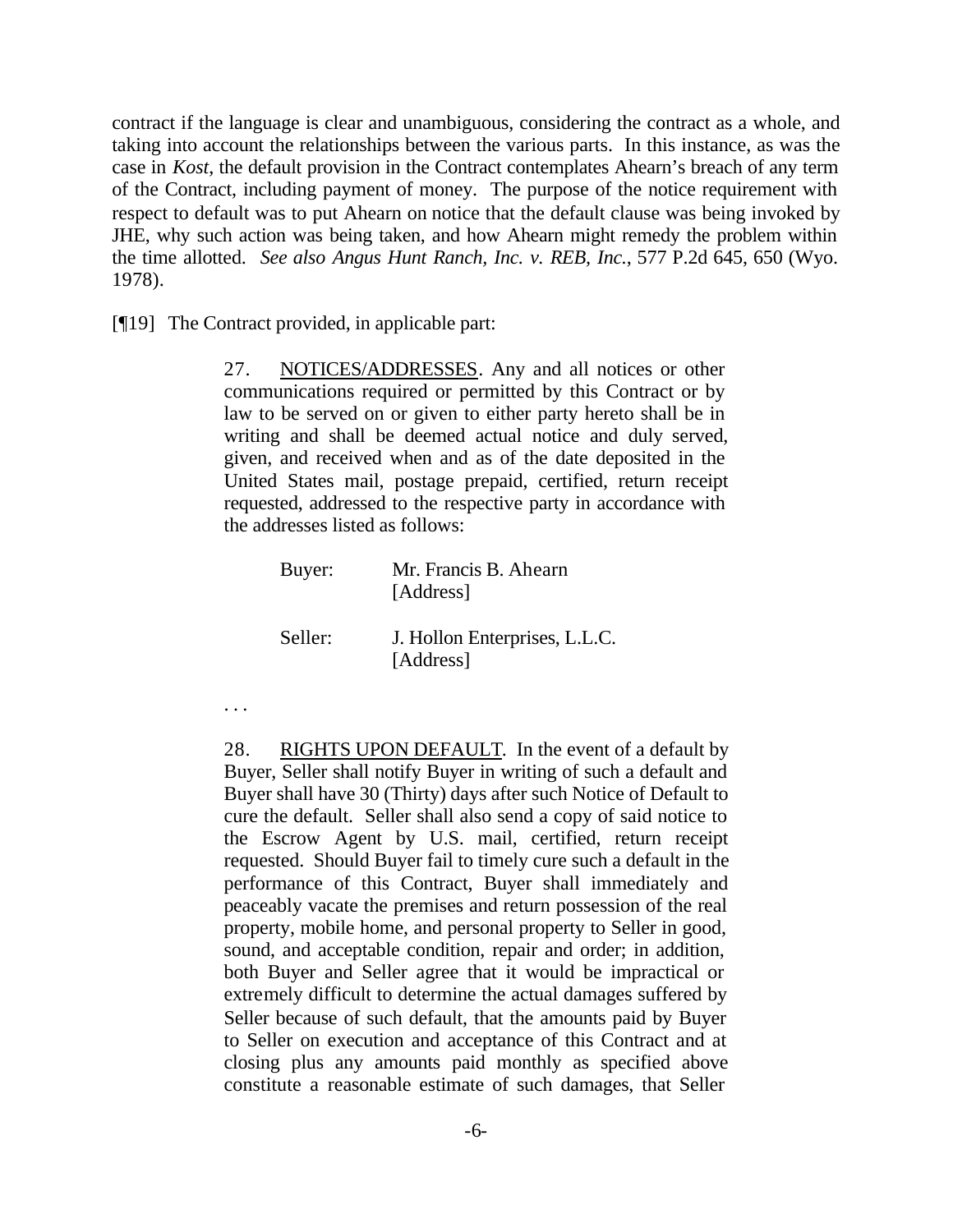contract if the language is clear and unambiguous, considering the contract as a whole, and taking into account the relationships between the various parts. In this instance, as was the case in *Kost*, the default provision in the Contract contemplates Ahearn's breach of any term of the Contract, including payment of money. The purpose of the notice requirement with respect to default was to put Ahearn on notice that the default clause was being invoked by JHE, why such action was being taken, and how Ahearn might remedy the problem within the time allotted. *See also Angus Hunt Ranch, Inc. v. REB, Inc.*, 577 P.2d 645, 650 (Wyo. 1978).

[¶19] The Contract provided, in applicable part:

> 27. NOTICES/ADDRESSES. Any and all notices or other communications required or permitted by this Contract or by law to be served on or given to either party hereto shall be in writing and shall be deemed actual notice and duly served, given, and received when and as of the date deposited in the United States mail, postage prepaid, certified, return receipt requested, addressed to the respective party in accordance with the addresses listed as follows:
>
> Buyer: Mr. Francis B. Ahearn
> [Address]
>
> Seller: J. Hollon Enterprises, L.L.C.
> [Address]
>
> . . .
>
> 28. RIGHTS UPON DEFAULT. In the event of a default by Buyer, Seller shall notify Buyer in writing of such a default and Buyer shall have 30 (Thirty) days after such Notice of Default to cure the default. Seller shall also send a copy of said notice to the Escrow Agent by U.S. mail, certified, return receipt requested. Should Buyer fail to timely cure such a default in the performance of this Contract, Buyer shall immediately and peaceably vacate the premises and return possession of the real property, mobile home, and personal property to Seller in good, sound, and acceptable condition, repair and order; in addition, both Buyer and Seller agree that it would be impractical or extremely difficult to determine the actual damages suffered by Seller because of such default, that the amounts paid by Buyer to Seller on execution and acceptance of this Contract and at closing plus any amounts paid monthly as specified above constitute a reasonable estimate of such damages, that Seller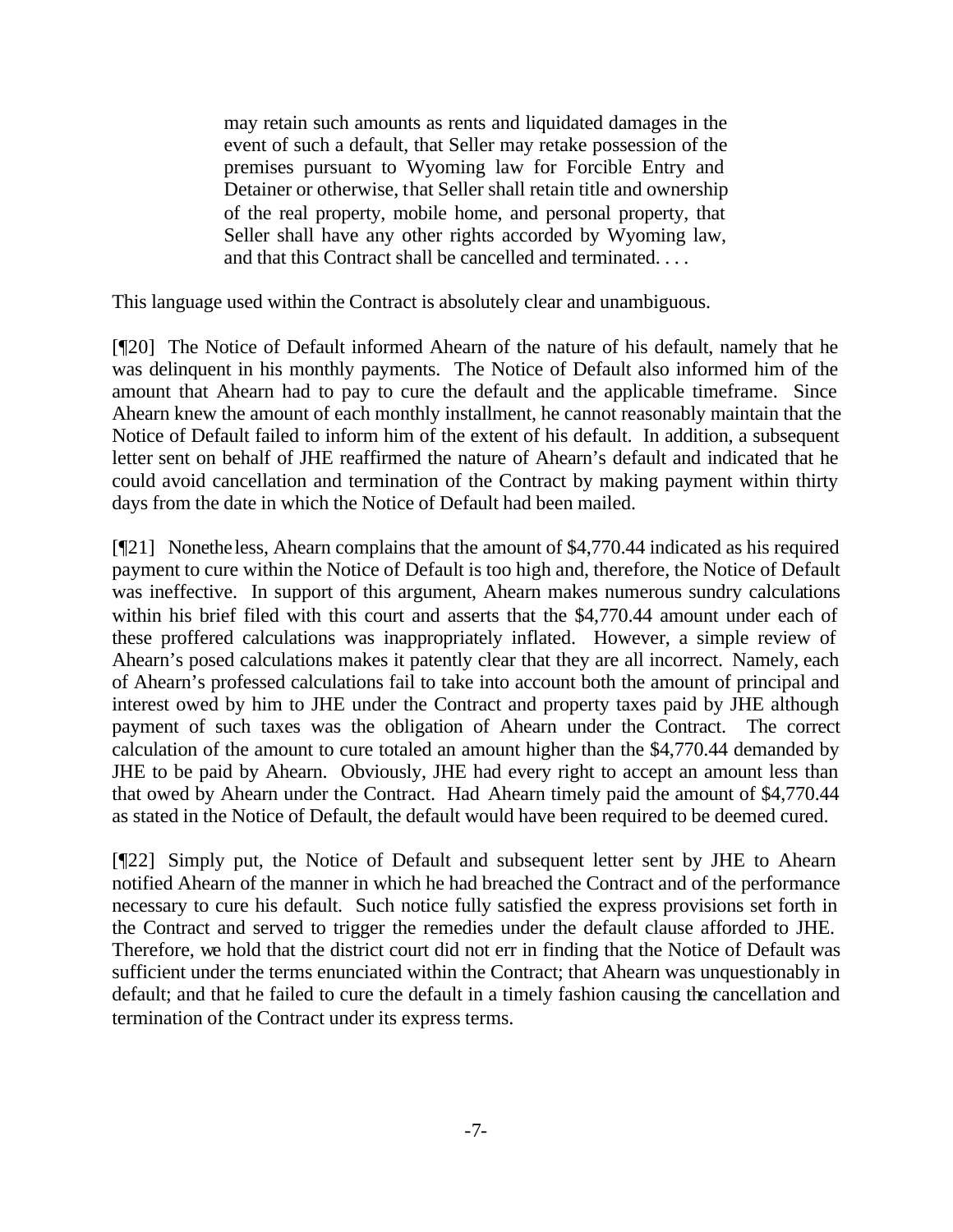> may retain such amounts as rents and liquidated damages in the event of such a default, that Seller may retake possession of the premises pursuant to Wyoming law for Forcible Entry and Detainer or otherwise, that Seller shall retain title and ownership of the real property, mobile home, and personal property, that Seller shall have any other rights accorded by Wyoming law, and that this Contract shall be cancelled and terminated. . . .

This language used within the Contract is absolutely clear and unambiguous.

[¶20] The Notice of Default informed Ahearn of the nature of his default, namely that he was delinquent in his monthly payments. The Notice of Default also informed him of the amount that Ahearn had to pay to cure the default and the applicable timeframe. Since Ahearn knew the amount of each monthly installment, he cannot reasonably maintain that the Notice of Default failed to inform him of the extent of his default. In addition, a subsequent letter sent on behalf of JHE reaffirmed the nature of Ahearn's default and indicated that he could avoid cancellation and termination of the Contract by making payment within thirty days from the date in which the Notice of Default had been mailed.

[¶21] Nonetheless, Ahearn complains that the amount of $4,770.44 indicated as his required payment to cure within the Notice of Default is too high and, therefore, the Notice of Default was ineffective. In support of this argument, Ahearn makes numerous sundry calculations within his brief filed with this court and asserts that the $4,770.44 amount under each of these proffered calculations was inappropriately inflated. However, a simple review of Ahearn's posed calculations makes it patently clear that they are all incorrect. Namely, each of Ahearn's professed calculations fail to take into account both the amount of principal and interest owed by him to JHE under the Contract and property taxes paid by JHE although payment of such taxes was the obligation of Ahearn under the Contract. The correct calculation of the amount to cure totaled an amount higher than the $4,770.44 demanded by JHE to be paid by Ahearn. Obviously, JHE had every right to accept an amount less than that owed by Ahearn under the Contract. Had Ahearn timely paid the amount of $4,770.44 as stated in the Notice of Default, the default would have been required to be deemed cured.

[¶22] Simply put, the Notice of Default and subsequent letter sent by JHE to Ahearn notified Ahearn of the manner in which he had breached the Contract and of the performance necessary to cure his default. Such notice fully satisfied the express provisions set forth in the Contract and served to trigger the remedies under the default clause afforded to JHE. Therefore, we hold that the district court did not err in finding that the Notice of Default was sufficient under the terms enunciated within the Contract; that Ahearn was unquestionably in default; and that he failed to cure the default in a timely fashion causing the cancellation and termination of the Contract under its express terms.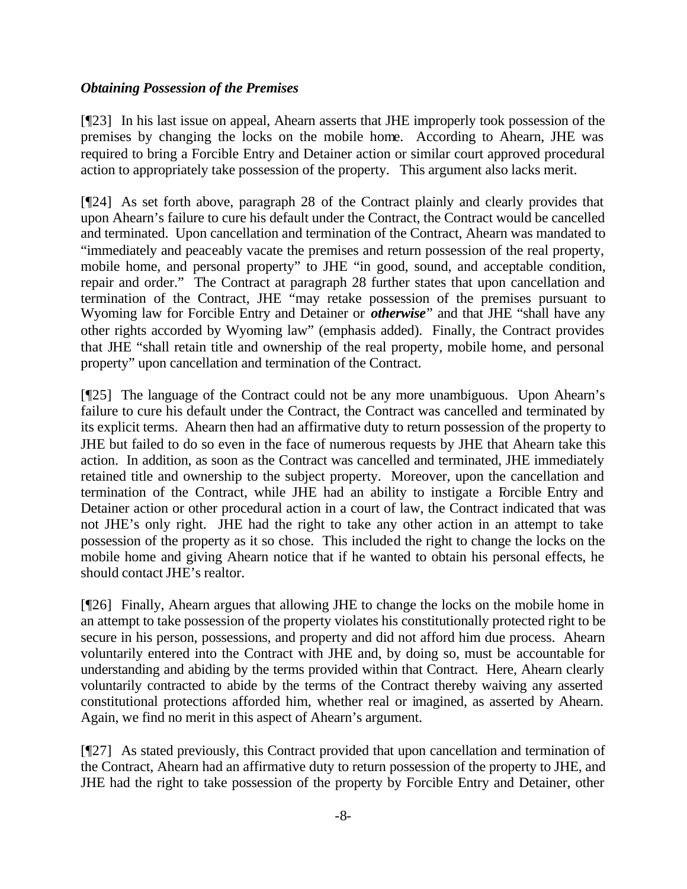***Obtaining Possession of the Premises***

[¶23] In his last issue on appeal, Ahearn asserts that JHE improperly took possession of the premises by changing the locks on the mobile home. According to Ahearn, JHE was required to bring a Forcible Entry and Detainer action or similar court approved procedural action to appropriately take possession of the property. This argument also lacks merit.

[¶24] As set forth above, paragraph 28 of the Contract plainly and clearly provides that upon Ahearn's failure to cure his default under the Contract, the Contract would be cancelled and terminated. Upon cancellation and termination of the Contract, Ahearn was mandated to "immediately and peaceably vacate the premises and return possession of the real property, mobile home, and personal property" to JHE "in good, sound, and acceptable condition, repair and order." The Contract at paragraph 28 further states that upon cancellation and termination of the Contract, JHE "may retake possession of the premises pursuant to Wyoming law for Forcible Entry and Detainer or ***otherwise***" and that JHE "shall have any other rights accorded by Wyoming law" (emphasis added). Finally, the Contract provides that JHE "shall retain title and ownership of the real property, mobile home, and personal property" upon cancellation and termination of the Contract.

[¶25] The language of the Contract could not be any more unambiguous. Upon Ahearn's failure to cure his default under the Contract, the Contract was cancelled and terminated by its explicit terms. Ahearn then had an affirmative duty to return possession of the property to JHE but failed to do so even in the face of numerous requests by JHE that Ahearn take this action. In addition, as soon as the Contract was cancelled and terminated, JHE immediately retained title and ownership to the subject property. Moreover, upon the cancellation and termination of the Contract, while JHE had an ability to instigate a Forcible Entry and Detainer action or other procedural action in a court of law, the Contract indicated that was not JHE's only right. JHE had the right to take any other action in an attempt to take possession of the property as it so chose. This included the right to change the locks on the mobile home and giving Ahearn notice that if he wanted to obtain his personal effects, he should contact JHE's realtor.

[¶26] Finally, Ahearn argues that allowing JHE to change the locks on the mobile home in an attempt to take possession of the property violates his constitutionally protected right to be secure in his person, possessions, and property and did not afford him due process. Ahearn voluntarily entered into the Contract with JHE and, by doing so, must be accountable for understanding and abiding by the terms provided within that Contract. Here, Ahearn clearly voluntarily contracted to abide by the terms of the Contract thereby waiving any asserted constitutional protections afforded him, whether real or imagined, as asserted by Ahearn. Again, we find no merit in this aspect of Ahearn's argument.

[¶27] As stated previously, this Contract provided that upon cancellation and termination of the Contract, Ahearn had an affirmative duty to return possession of the property to JHE, and JHE had the right to take possession of the property by Forcible Entry and Detainer, other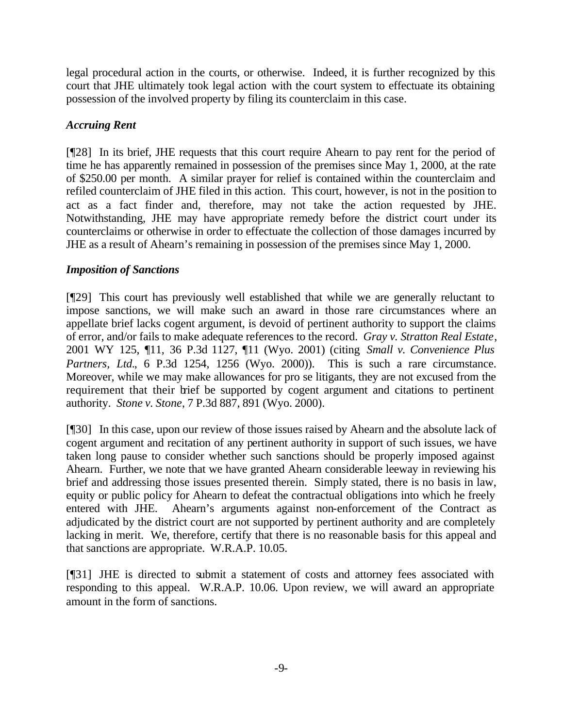legal procedural action in the courts, or otherwise. Indeed, it is further recognized by this court that JHE ultimately took legal action with the court system to effectuate its obtaining possession of the involved property by filing its counterclaim in this case.

### *Accruing Rent*

[¶28] In its brief, JHE requests that this court require Ahearn to pay rent for the period of time he has apparently remained in possession of the premises since May 1, 2000, at the rate of $250.00 per month. A similar prayer for relief is contained within the counterclaim and refiled counterclaim of JHE filed in this action. This court, however, is not in the position to act as a fact finder and, therefore, may not take the action requested by JHE. Notwithstanding, JHE may have appropriate remedy before the district court under its counterclaims or otherwise in order to effectuate the collection of those damages incurred by JHE as a result of Ahearn's remaining in possession of the premises since May 1, 2000.

### *Imposition of Sanctions*

[¶29] This court has previously well established that while we are generally reluctant to impose sanctions, we will make such an award in those rare circumstances where an appellate brief lacks cogent argument, is devoid of pertinent authority to support the claims of error, and/or fails to make adequate references to the record. *Gray v. Stratton Real Estate*, 2001 WY 125, ¶11, 36 P.3d 1127, ¶11 (Wyo. 2001) (citing *Small v. Convenience Plus Partners, Ltd.*, 6 P.3d 1254, 1256 (Wyo. 2000)). This is such a rare circumstance. Moreover, while we may make allowances for pro se litigants, they are not excused from the requirement that their brief be supported by cogent argument and citations to pertinent authority. *Stone v. Stone*, 7 P.3d 887, 891 (Wyo. 2000).

[¶30] In this case, upon our review of those issues raised by Ahearn and the absolute lack of cogent argument and recitation of any pertinent authority in support of such issues, we have taken long pause to consider whether such sanctions should be properly imposed against Ahearn. Further, we note that we have granted Ahearn considerable leeway in reviewing his brief and addressing those issues presented therein. Simply stated, there is no basis in law, equity or public policy for Ahearn to defeat the contractual obligations into which he freely entered with JHE. Ahearn's arguments against non-enforcement of the Contract as adjudicated by the district court are not supported by pertinent authority and are completely lacking in merit. We, therefore, certify that there is no reasonable basis for this appeal and that sanctions are appropriate. W.R.A.P. 10.05.

[¶31] JHE is directed to submit a statement of costs and attorney fees associated with responding to this appeal. W.R.A.P. 10.06. Upon review, we will award an appropriate amount in the form of sanctions.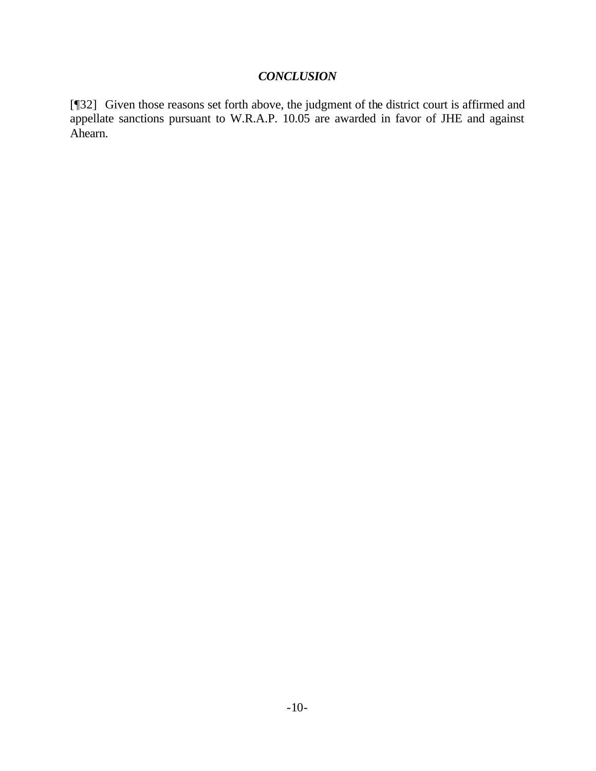## *CONCLUSION*

[¶32] Given those reasons set forth above, the judgment of the district court is affirmed and appellate sanctions pursuant to W.R.A.P. 10.05 are awarded in favor of JHE and against Ahearn.